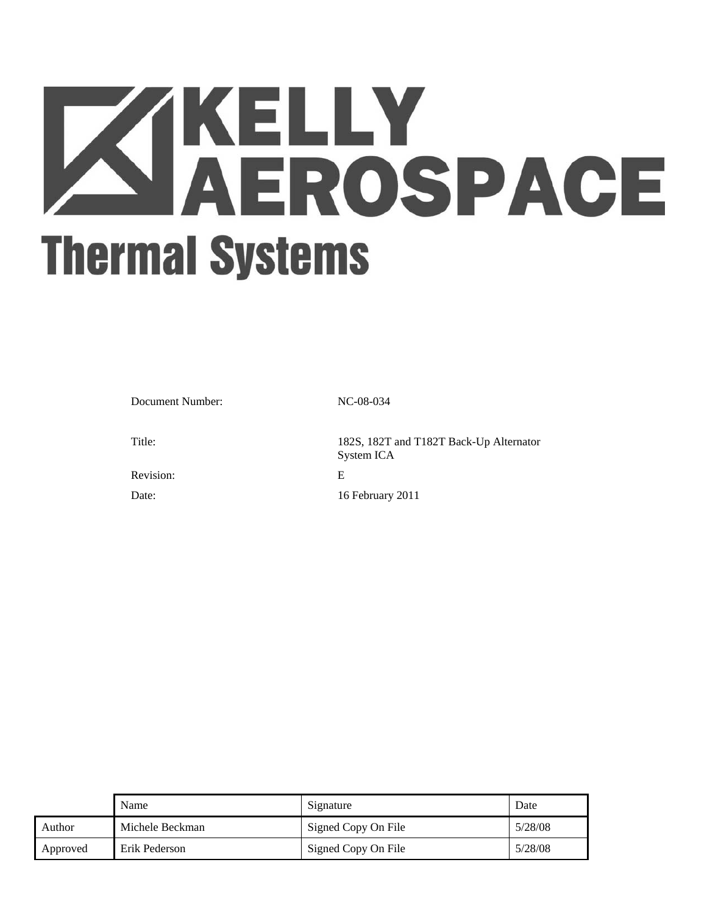# KELLY AEROSPACE

## Thermal Systems

| | |
|---|---|
| Document Number: | NC-08-034 |
| Title: | 182S, 182T and T182T Back-Up Alternator System ICA |
| Revision: | E |
| Date: | 16 February 2011 |

| | Name | Signature | Date |
|---|---|---|---|
| Author | Michele Beckman | Signed Copy On File | 5/28/08 |
| Approved | Erik Pederson | Signed Copy On File | 5/28/08 |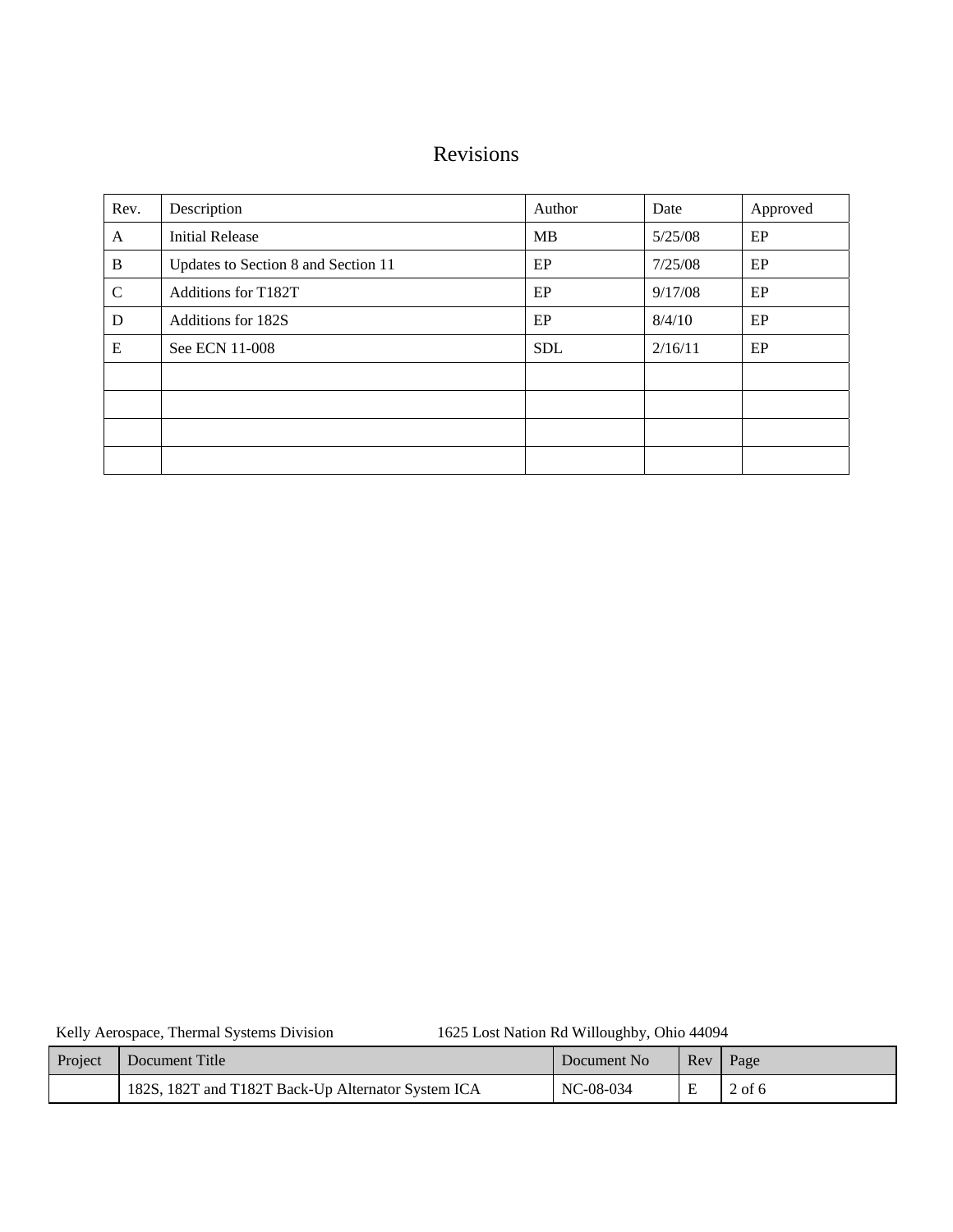# Revisions

| Rev. | Description | Author | Date | Approved |
|---|---|---|---|---|
| A | Initial Release | MB | 5/25/08 | EP |
| B | Updates to Section 8 and Section 11 | EP | 7/25/08 | EP |
| C | Additions for T182T | EP | 9/17/08 | EP |
| D | Additions for 182S | EP | 8/4/10 | EP |
| E | See ECN 11-008 | SDL | 2/16/11 | EP |
| | | | | |
| | | | | |
| | | | | |
| | | | | |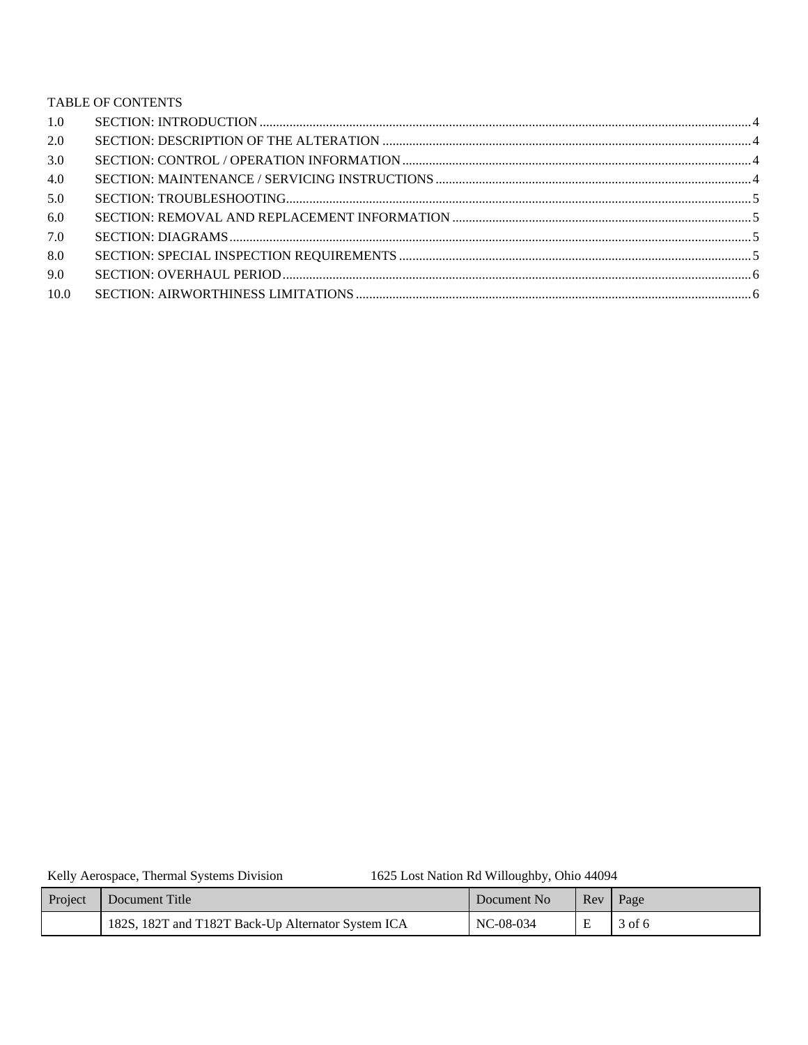TABLE OF CONTENTS

| | | |
|---|---|---|
| 1.0 | SECTION: INTRODUCTION | 4 |
| 2.0 | SECTION: DESCRIPTION OF THE ALTERATION | 4 |
| 3.0 | SECTION: CONTROL / OPERATION INFORMATION | 4 |
| 4.0 | SECTION: MAINTENANCE / SERVICING INSTRUCTIONS | 4 |
| 5.0 | SECTION: TROUBLESHOOTING | 5 |
| 6.0 | SECTION: REMOVAL AND REPLACEMENT INFORMATION | 5 |
| 7.0 | SECTION: DIAGRAMS | 5 |
| 8.0 | SECTION: SPECIAL INSPECTION REQUIREMENTS | 5 |
| 9.0 | SECTION: OVERHAUL PERIOD | 6 |
| 10.0 | SECTION: AIRWORTHINESS LIMITATIONS | 6 |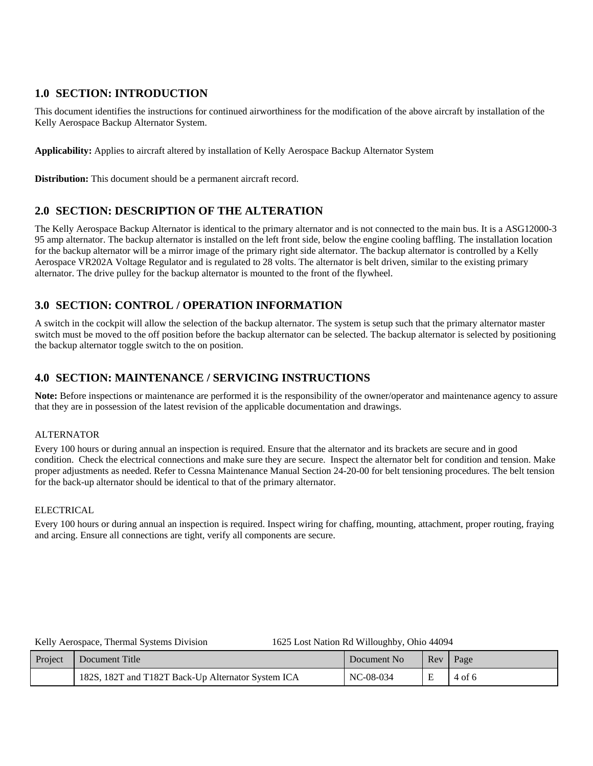## 1.0 SECTION: INTRODUCTION

This document identifies the instructions for continued airworthiness for the modification of the above aircraft by installation of the Kelly Aerospace Backup Alternator System.

**Applicability:** Applies to aircraft altered by installation of Kelly Aerospace Backup Alternator System

**Distribution:** This document should be a permanent aircraft record.

## 2.0 SECTION: DESCRIPTION OF THE ALTERATION

The Kelly Aerospace Backup Alternator is identical to the primary alternator and is not connected to the main bus. It is a ASG12000-3 95 amp alternator. The backup alternator is installed on the left front side, below the engine cooling baffling. The installation location for the backup alternator will be a mirror image of the primary right side alternator. The backup alternator is controlled by a Kelly Aerospace VR202A Voltage Regulator and is regulated to 28 volts. The alternator is belt driven, similar to the existing primary alternator. The drive pulley for the backup alternator is mounted to the front of the flywheel.

## 3.0 SECTION: CONTROL / OPERATION INFORMATION

A switch in the cockpit will allow the selection of the backup alternator. The system is setup such that the primary alternator master switch must be moved to the off position before the backup alternator can be selected. The backup alternator is selected by positioning the backup alternator toggle switch to the on position.

## 4.0 SECTION: MAINTENANCE / SERVICING INSTRUCTIONS

**Note:** Before inspections or maintenance are performed it is the responsibility of the owner/operator and maintenance agency to assure that they are in possession of the latest revision of the applicable documentation and drawings.

ALTERNATOR

Every 100 hours or during annual an inspection is required. Ensure that the alternator and its brackets are secure and in good condition. Check the electrical connections and make sure they are secure. Inspect the alternator belt for condition and tension. Make proper adjustments as needed. Refer to Cessna Maintenance Manual Section 24-20-00 for belt tensioning procedures. The belt tension for the back-up alternator should be identical to that of the primary alternator.

ELECTRICAL

Every 100 hours or during annual an inspection is required. Inspect wiring for chaffing, mounting, attachment, proper routing, fraying and arcing. Ensure all connections are tight, verify all components are secure.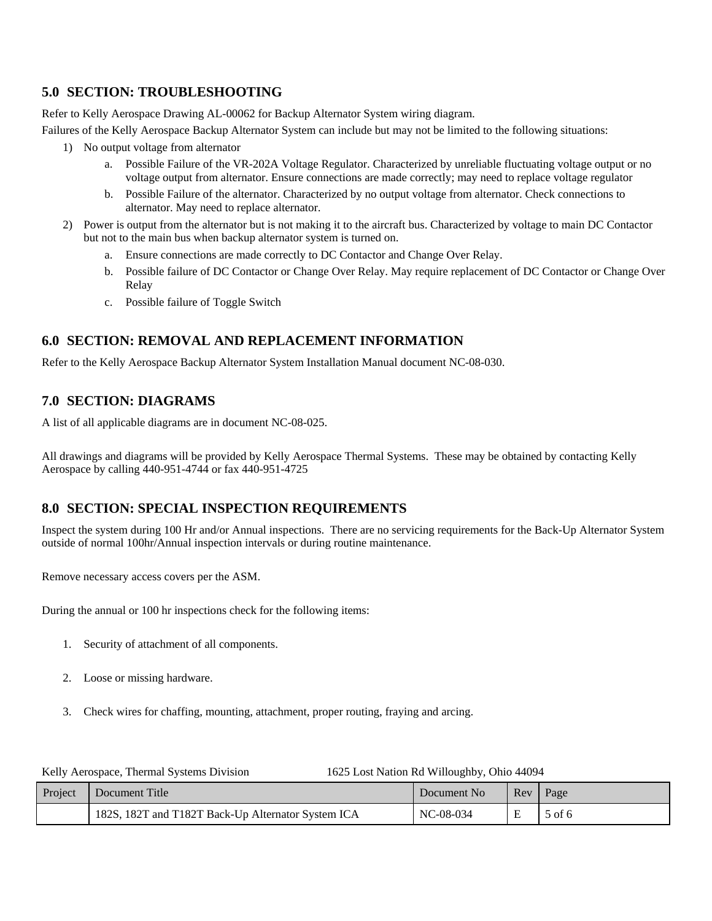## 5.0 SECTION: TROUBLESHOOTING

Refer to Kelly Aerospace Drawing AL-00062 for Backup Alternator System wiring diagram.

Failures of the Kelly Aerospace Backup Alternator System can include but may not be limited to the following situations:

1) No output voltage from alternator
   a. Possible Failure of the VR-202A Voltage Regulator. Characterized by unreliable fluctuating voltage output or no voltage output from alternator. Ensure connections are made correctly; may need to replace voltage regulator
   b. Possible Failure of the alternator. Characterized by no output voltage from alternator. Check connections to alternator. May need to replace alternator.
2) Power is output from the alternator but is not making it to the aircraft bus. Characterized by voltage to main DC Contactor but not to the main bus when backup alternator system is turned on.
   a. Ensure connections are made correctly to DC Contactor and Change Over Relay.
   b. Possible failure of DC Contactor or Change Over Relay. May require replacement of DC Contactor or Change Over Relay
   c. Possible failure of Toggle Switch

## 6.0 SECTION: REMOVAL AND REPLACEMENT INFORMATION

Refer to the Kelly Aerospace Backup Alternator System Installation Manual document NC-08-030.

## 7.0 SECTION: DIAGRAMS

A list of all applicable diagrams are in document NC-08-025.

All drawings and diagrams will be provided by Kelly Aerospace Thermal Systems. These may be obtained by contacting Kelly Aerospace by calling 440-951-4744 or fax 440-951-4725

## 8.0 SECTION: SPECIAL INSPECTION REQUIREMENTS

Inspect the system during 100 Hr and/or Annual inspections. There are no servicing requirements for the Back-Up Alternator System outside of normal 100hr/Annual inspection intervals or during routine maintenance.

Remove necessary access covers per the ASM.

During the annual or 100 hr inspections check for the following items:

1. Security of attachment of all components.
2. Loose or missing hardware.
3. Check wires for chaffing, mounting, attachment, proper routing, fraying and arcing.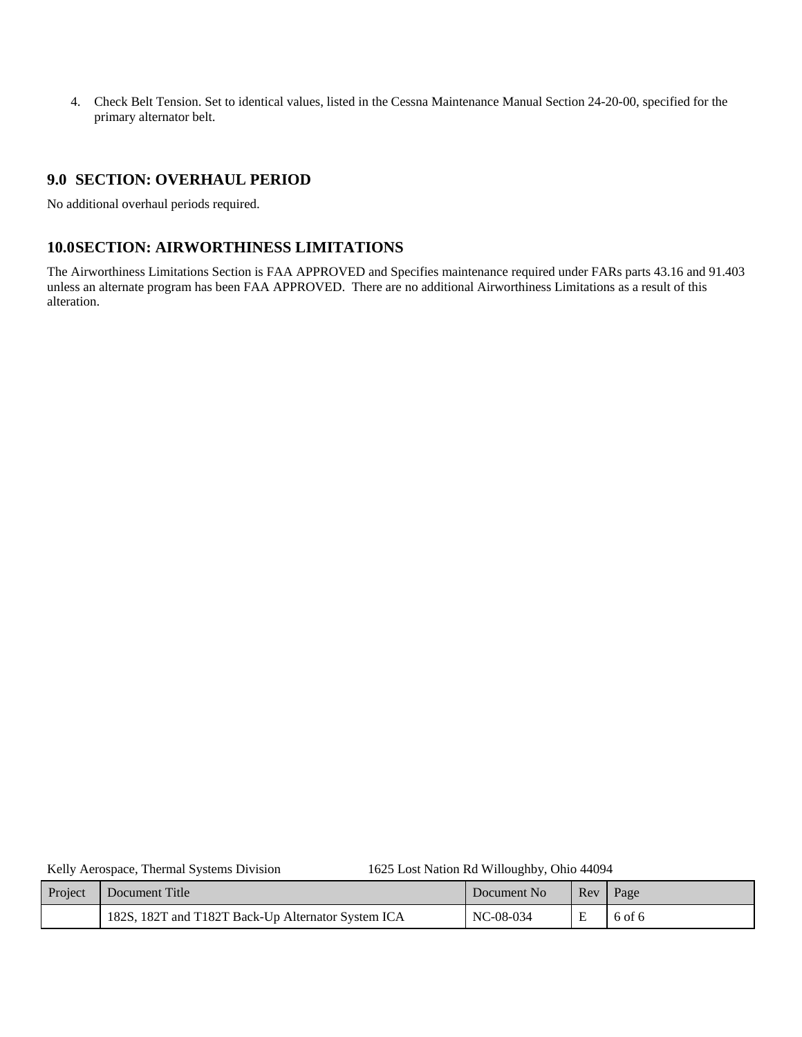4. Check Belt Tension. Set to identical values, listed in the Cessna Maintenance Manual Section 24-20-00, specified for the primary alternator belt.

## 9.0 SECTION: OVERHAUL PERIOD

No additional overhaul periods required.

## 10.0SECTION: AIRWORTHINESS LIMITATIONS

The Airworthiness Limitations Section is FAA APPROVED and Specifies maintenance required under FARs parts 43.16 and 91.403 unless an alternate program has been FAA APPROVED. There are no additional Airworthiness Limitations as a result of this alteration.